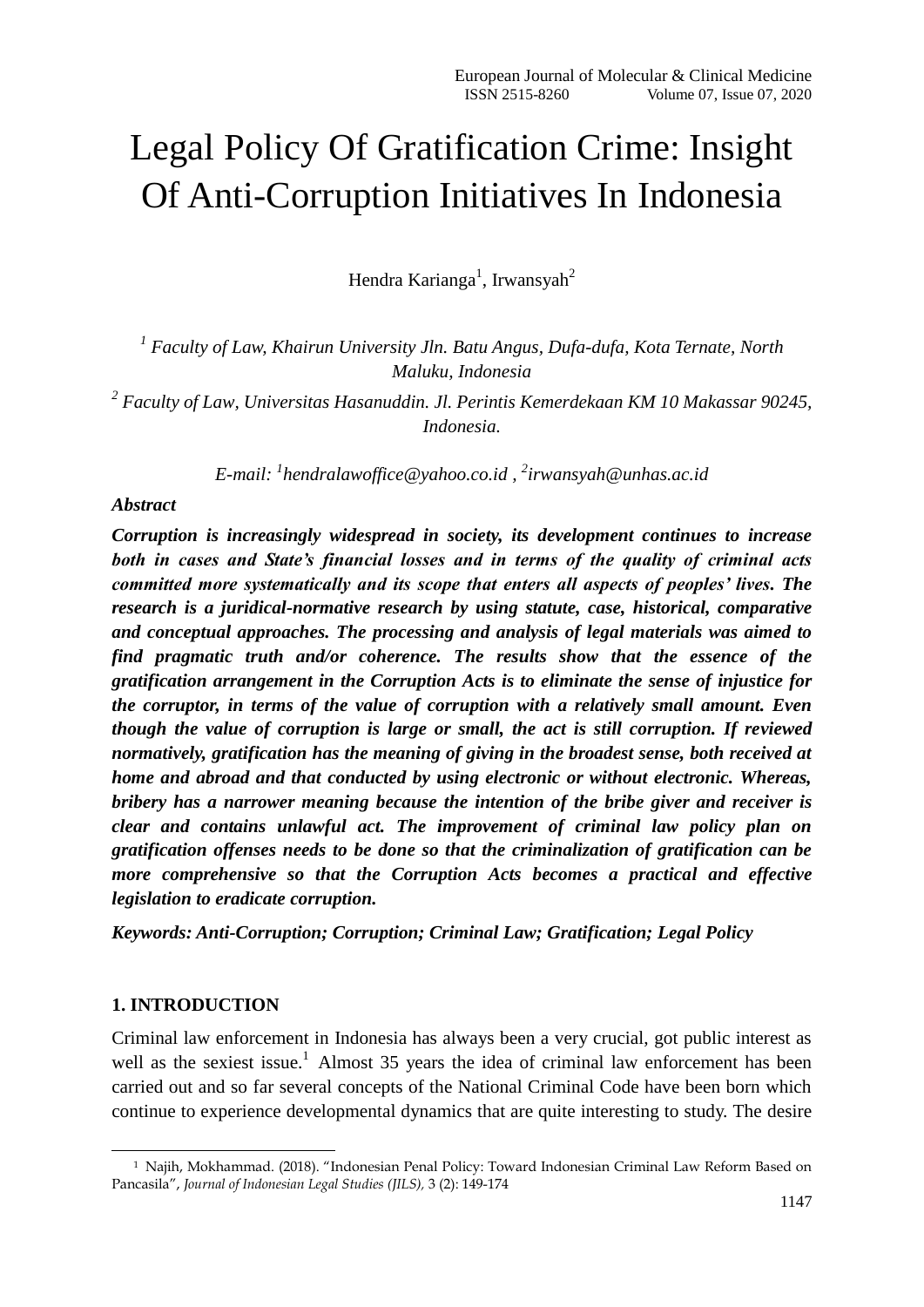# Legal Policy Of Gratification Crime: Insight Of Anti-Corruption Initiatives In Indonesia

Hendra Karianga[1], Irwansyah[2]

[1] *Faculty of Law, Khairun University Jln. Batu Angus, Dufa-dufa, Kota Ternate, North Maluku, Indonesia*

[2] *Faculty of Law, Universitas Hasanuddin. Jl. Perintis Kemerdekaan KM 10 Makassar 90245, Indonesia.*

*E-mail: [1]hendralawoffice@yahoo.co.id , [2]irwansyah@unhas.ac.id*

***Abstract***

***Corruption is increasingly widespread in society, its development continues to increase both in cases and State's financial losses and in terms of the quality of criminal acts committed more systematically and its scope that enters all aspects of peoples' lives. The research is a juridical-normative research by using statute, case, historical, comparative and conceptual approaches. The processing and analysis of legal materials was aimed to find pragmatic truth and/or coherence. The results show that the essence of the gratification arrangement in the Corruption Acts is to eliminate the sense of injustice for the corruptor, in terms of the value of corruption with a relatively small amount. Even though the value of corruption is large or small, the act is still corruption. If reviewed normatively, gratification has the meaning of giving in the broadest sense, both received at home and abroad and that conducted by using electronic or without electronic. Whereas, bribery has a narrower meaning because the intention of the bribe giver and receiver is clear and contains unlawful act. The improvement of criminal law policy plan on gratification offenses needs to be done so that the criminalization of gratification can be more comprehensive so that the Corruption Acts becomes a practical and effective legislation to eradicate corruption.***

***Keywords: Anti-Corruption; Corruption; Criminal Law; Gratification; Legal Policy***

## 1. INTRODUCTION

Criminal law enforcement in Indonesia has always been a very crucial, got public interest as well as the sexiest issue.[1] Almost 35 years the idea of criminal law enforcement has been carried out and so far several concepts of the National Criminal Code have been born which continue to experience developmental dynamics that are quite interesting to study. The desire

[1] Najih, Mokhammad. (2018). "Indonesian Penal Policy: Toward Indonesian Criminal Law Reform Based on Pancasila", *Journal of Indonesian Legal Studies (JILS)*, 3 (2): 149-174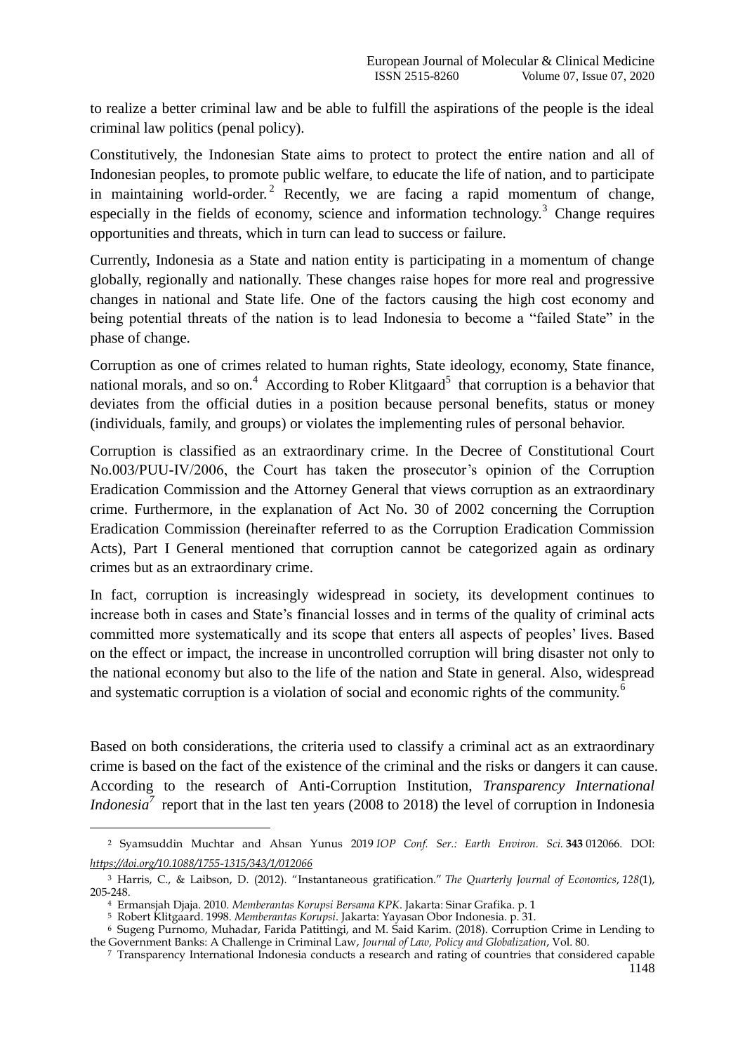to realize a better criminal law and be able to fulfill the aspirations of the people is the ideal criminal law politics (penal policy).

Constitutively, the Indonesian State aims to protect to protect the entire nation and all of Indonesian peoples, to promote public welfare, to educate the life of nation, and to participate in maintaining world-order.[2] Recently, we are facing a rapid momentum of change, especially in the fields of economy, science and information technology.[3] Change requires opportunities and threats, which in turn can lead to success or failure.

Currently, Indonesia as a State and nation entity is participating in a momentum of change globally, regionally and nationally. These changes raise hopes for more real and progressive changes in national and State life. One of the factors causing the high cost economy and being potential threats of the nation is to lead Indonesia to become a "failed State" in the phase of change.

Corruption as one of crimes related to human rights, State ideology, economy, State finance, national morals, and so on.[4] According to Rober Klitgaard[5] that corruption is a behavior that deviates from the official duties in a position because personal benefits, status or money (individuals, family, and groups) or violates the implementing rules of personal behavior.

Corruption is classified as an extraordinary crime. In the Decree of Constitutional Court No.003/PUU-IV/2006, the Court has taken the prosecutor's opinion of the Corruption Eradication Commission and the Attorney General that views corruption as an extraordinary crime. Furthermore, in the explanation of Act No. 30 of 2002 concerning the Corruption Eradication Commission (hereinafter referred to as the Corruption Eradication Commission Acts), Part I General mentioned that corruption cannot be categorized again as ordinary crimes but as an extraordinary crime.

In fact, corruption is increasingly widespread in society, its development continues to increase both in cases and State's financial losses and in terms of the quality of criminal acts committed more systematically and its scope that enters all aspects of peoples' lives. Based on the effect or impact, the increase in uncontrolled corruption will bring disaster not only to the national economy but also to the life of the nation and State in general. Also, widespread and systematic corruption is a violation of social and economic rights of the community.[6]

Based on both considerations, the criteria used to classify a criminal act as an extraordinary crime is based on the fact of the existence of the criminal and the risks or dangers it can cause. According to the research of Anti-Corruption Institution, *Transparency International Indonesia*[7] report that in the last ten years (2008 to 2018) the level of corruption in Indonesia

---

[2] Syamsuddin Muchtar and Ahsan Yunus 2019 *IOP Conf. Ser.: Earth Environ. Sci.* **343** 012066. DOI: *https://doi.org/10.1088/1755-1315/343/1/012066*

[3] Harris, C., & Laibson, D. (2012). "Instantaneous gratification." *The Quarterly Journal of Economics*, *128*(1), 205-248.

[4] Ermansjah Djaja. 2010. *Memberantas Korupsi Bersama KPK*. Jakarta: Sinar Grafika. p. 1

[5] Robert Klitgaard. 1998. *Memberantas Korupsi*. Jakarta: Yayasan Obor Indonesia. p. 31.

[6] Sugeng Purnomo, Muhadar, Farida Patittingi, and M. Said Karim. (2018). Corruption Crime in Lending to the Government Banks: A Challenge in Criminal Law, *Journal of Law, Policy and Globalization*, Vol. 80.

[7] Transparency International Indonesia conducts a research and rating of countries that considered capable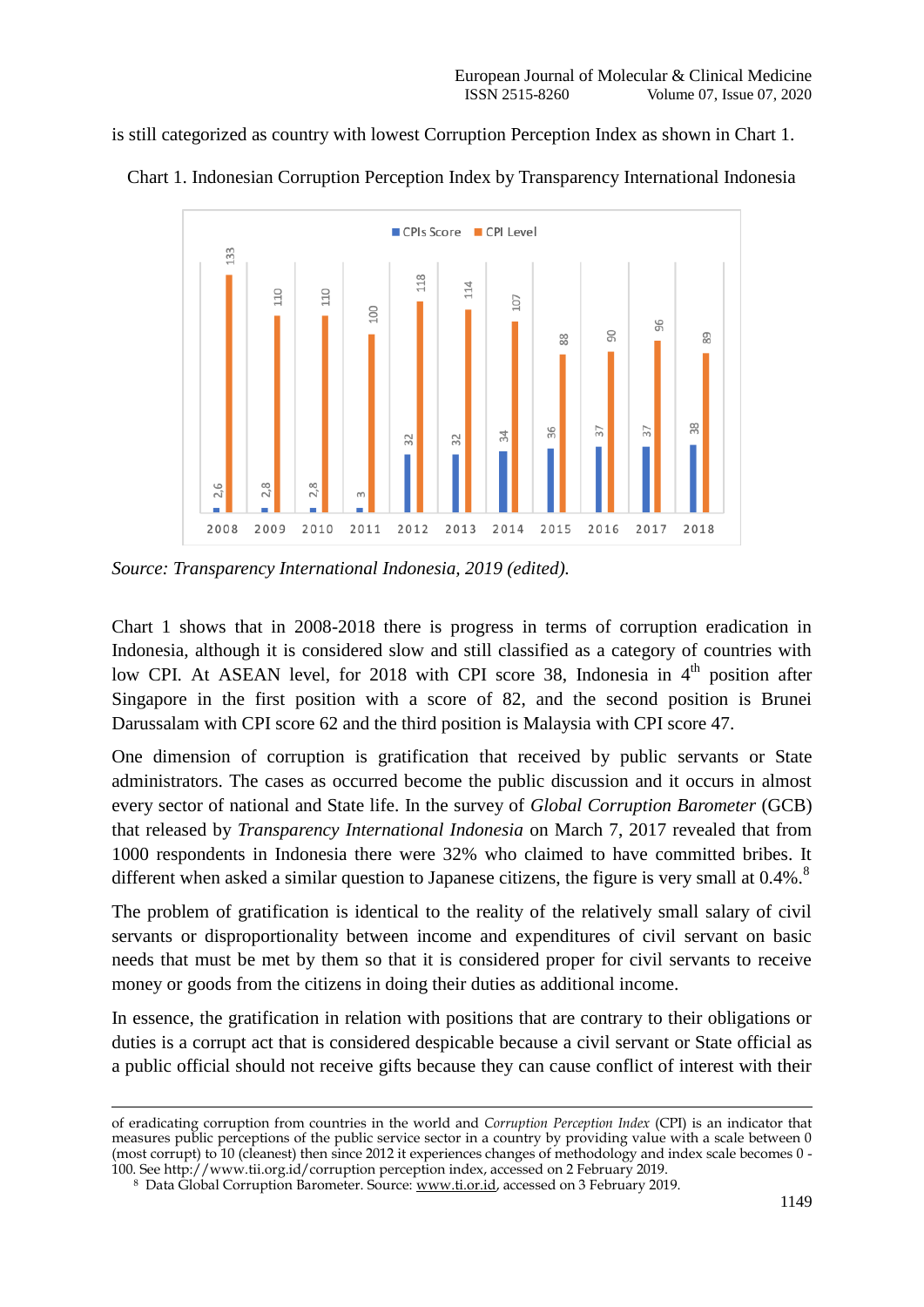is still categorized as country with lowest Corruption Perception Index as shown in Chart 1.

Chart 1. Indonesian Corruption Perception Index by Transparency International Indonesia

| Year | CPIs Score | CPI Level |
|---|---|---|
| 2008 | 2,6 | 133 |
| 2009 | 2,8 | 110 |
| 2010 | 2,8 | 110 |
| 2011 | 3 | 100 |
| 2012 | 32 | 118 |
| 2013 | 32 | 114 |
| 2014 | 34 | 107 |
| 2015 | 36 | 88 |
| 2016 | 37 | 90 |
| 2017 | 37 | 96 |
| 2018 | 38 | 89 |

*Source: Transparency International Indonesia, 2019 (edited).*

Chart 1 shows that in 2008-2018 there is progress in terms of corruption eradication in Indonesia, although it is considered slow and still classified as a category of countries with low CPI. At ASEAN level, for 2018 with CPI score 38, Indonesia in 4th position after Singapore in the first position with a score of 82, and the second position is Brunei Darussalam with CPI score 62 and the third position is Malaysia with CPI score 47.

One dimension of corruption is gratification that received by public servants or State administrators. The cases as occurred become the public discussion and it occurs in almost every sector of national and State life. In the survey of *Global Corruption Barometer* (GCB) that released by *Transparency International Indonesia* on March 7, 2017 revealed that from 1000 respondents in Indonesia there were 32% who claimed to have committed bribes. It different when asked a similar question to Japanese citizens, the figure is very small at 0.4%.[8]

The problem of gratification is identical to the reality of the relatively small salary of civil servants or disproportionality between income and expenditures of civil servant on basic needs that must be met by them so that it is considered proper for civil servants to receive money or goods from the citizens in doing their duties as additional income.

In essence, the gratification in relation with positions that are contrary to their obligations or duties is a corrupt act that is considered despicable because a civil servant or State official as a public official should not receive gifts because they can cause conflict of interest with their

---

of eradicating corruption from countries in the world and *Corruption Perception Index* (CPI) is an indicator that measures public perceptions of the public service sector in a country by providing value with a scale between 0 (most corrupt) to 10 (cleanest) then since 2012 it experiences changes of methodology and index scale becomes 0 - 100. See http://www.tii.org.id/corruption perception index, accessed on 2 February 2019.

[8] Data Global Corruption Barometer. Source: www.ti.or.id, accessed on 3 February 2019.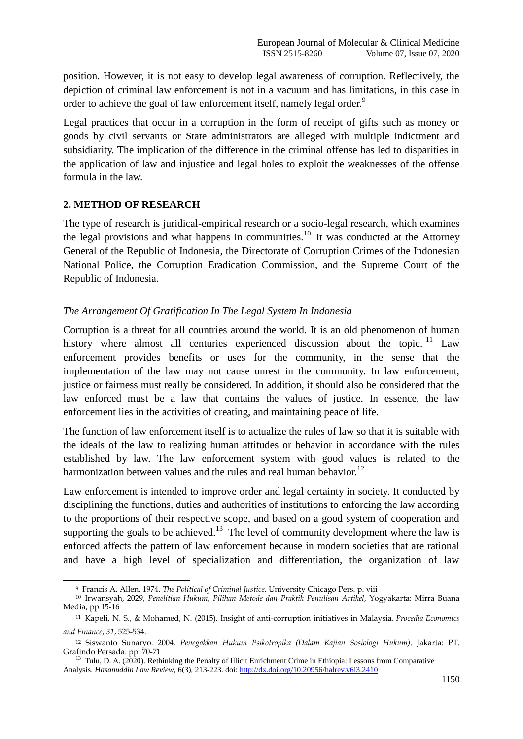position. However, it is not easy to develop legal awareness of corruption. Reflectively, the depiction of criminal law enforcement is not in a vacuum and has limitations, in this case in order to achieve the goal of law enforcement itself, namely legal order.[9]

Legal practices that occur in a corruption in the form of receipt of gifts such as money or goods by civil servants or State administrators are alleged with multiple indictment and subsidiarity. The implication of the difference in the criminal offense has led to disparities in the application of law and injustice and legal holes to exploit the weaknesses of the offense formula in the law.

## 2. METHOD OF RESEARCH

The type of research is juridical-empirical research or a socio-legal research, which examines the legal provisions and what happens in communities.[10] It was conducted at the Attorney General of the Republic of Indonesia, the Directorate of Corruption Crimes of the Indonesian National Police, the Corruption Eradication Commission, and the Supreme Court of the Republic of Indonesia.

### *The Arrangement Of Gratification In The Legal System In Indonesia*

Corruption is a threat for all countries around the world. It is an old phenomenon of human history where almost all centuries experienced discussion about the topic.[11] Law enforcement provides benefits or uses for the community, in the sense that the implementation of the law may not cause unrest in the community. In law enforcement, justice or fairness must really be considered. In addition, it should also be considered that the law enforced must be a law that contains the values of justice. In essence, the law enforcement lies in the activities of creating, and maintaining peace of life.

The function of law enforcement itself is to actualize the rules of law so that it is suitable with the ideals of the law to realizing human attitudes or behavior in accordance with the rules established by law. The law enforcement system with good values is related to the harmonization between values and the rules and real human behavior.[12]

Law enforcement is intended to improve order and legal certainty in society. It conducted by disciplining the functions, duties and authorities of institutions to enforcing the law according to the proportions of their respective scope, and based on a good system of cooperation and supporting the goals to be achieved.[13] The level of community development where the law is enforced affects the pattern of law enforcement because in modern societies that are rational and have a high level of specialization and differentiation, the organization of law

---

[9] Francis A. Allen. 1974. *The Political of Criminal Justice.* University Chicago Pers. p. viii

[10] Irwansyah, 2029, *Penelitian Hukum, Pilihan Metode dan Praktik Penulisan Artikel*, Yogyakarta: Mirra Buana Media, pp 15-16

[11] Kapeli, N. S., & Mohamed, N. (2015). Insight of anti-corruption initiatives in Malaysia. *Procedia Economics and Finance*, *31*, 525-534.

[12] Siswanto Sunaryo. 2004. *Penegakkan Hukum Psikotropika (Dalam Kajian Sosiologi Hukum)*. Jakarta: PT. Grafindo Persada. pp. 70-71

[13] Tulu, D. A. (2020). Rethinking the Penalty of Illicit Enrichment Crime in Ethiopia: Lessons from Comparative Analysis. *Hasanuddin Law Review*, 6(3), 213-223. doi: http://dx.doi.org/10.20956/halrev.v6i3.2410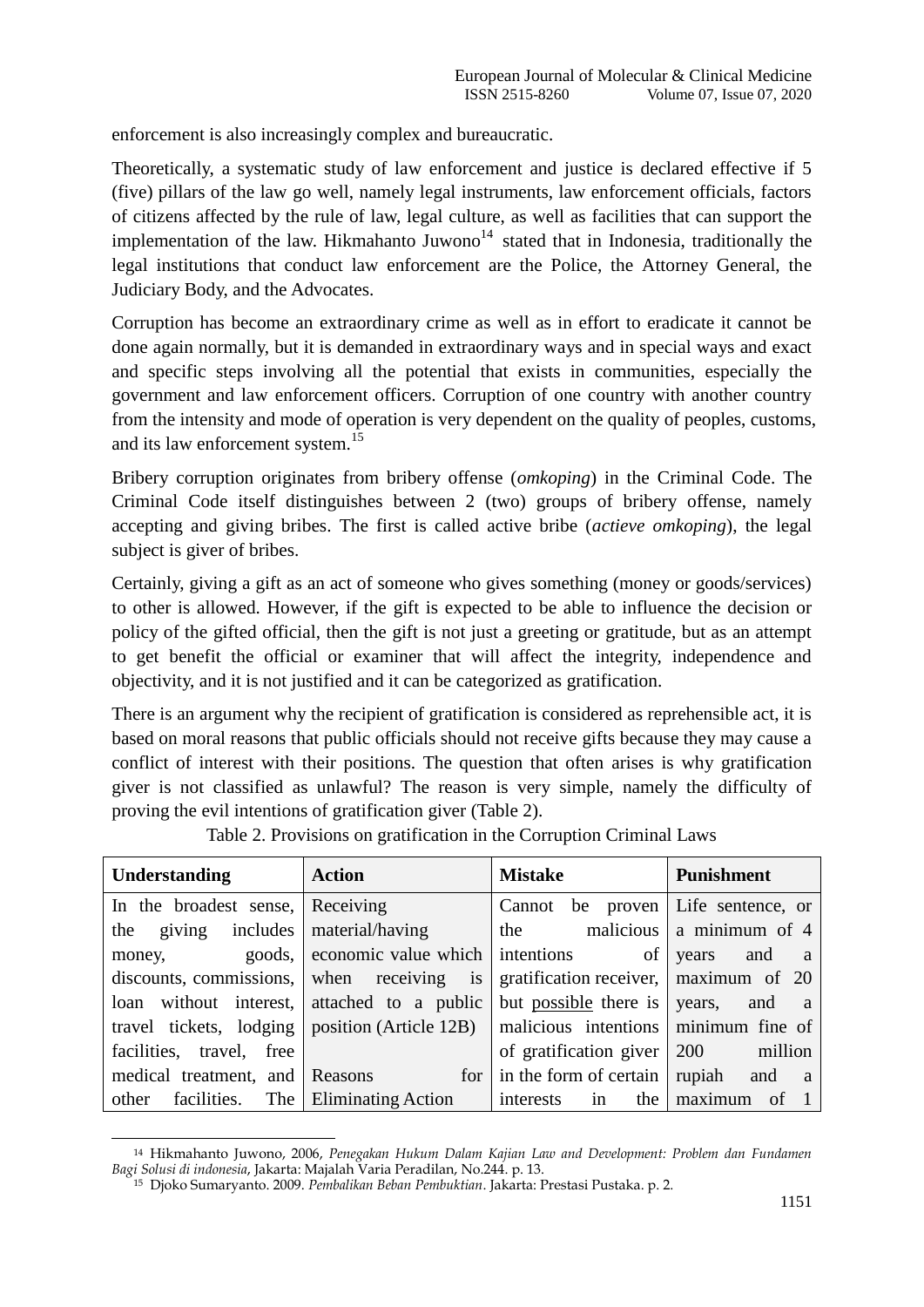enforcement is also increasingly complex and bureaucratic.

Theoretically, a systematic study of law enforcement and justice is declared effective if 5 (five) pillars of the law go well, namely legal instruments, law enforcement officials, factors of citizens affected by the rule of law, legal culture, as well as facilities that can support the implementation of the law. Hikmahanto Juwono[14] stated that in Indonesia, traditionally the legal institutions that conduct law enforcement are the Police, the Attorney General, the Judiciary Body, and the Advocates.

Corruption has become an extraordinary crime as well as in effort to eradicate it cannot be done again normally, but it is demanded in extraordinary ways and in special ways and exact and specific steps involving all the potential that exists in communities, especially the government and law enforcement officers. Corruption of one country with another country from the intensity and mode of operation is very dependent on the quality of peoples, customs, and its law enforcement system.[15]

Bribery corruption originates from bribery offense (*omkoping*) in the Criminal Code. The Criminal Code itself distinguishes between 2 (two) groups of bribery offense, namely accepting and giving bribes. The first is called active bribe (*actieve omkoping*), the legal subject is giver of bribes.

Certainly, giving a gift as an act of someone who gives something (money or goods/services) to other is allowed. However, if the gift is expected to be able to influence the decision or policy of the gifted official, then the gift is not just a greeting or gratitude, but as an attempt to get benefit the official or examiner that will affect the integrity, independence and objectivity, and it is not justified and it can be categorized as gratification.

There is an argument why the recipient of gratification is considered as reprehensible act, it is based on moral reasons that public officials should not receive gifts because they may cause a conflict of interest with their positions. The question that often arises is why gratification giver is not classified as unlawful? The reason is very simple, namely the difficulty of proving the evil intentions of gratification giver (Table 2).

Table 2. Provisions on gratification in the Corruption Criminal Laws

| Understanding | Action | Mistake | Punishment |
|---|---|---|---|
| In the broadest sense, the giving includes money, goods, discounts, commissions, loan without interest, travel tickets, lodging facilities, travel, free medical treatment, and other facilities. The | Receiving material/having economic value which when receiving is attached to a public position (Article 12B)<br><br>Reasons for Eliminating Action | Cannot be proven the malicious intentions of gratification receiver, but possible there is malicious intentions of gratification giver in the form of certain interests in the | Life sentence, or a minimum of 4 years and a maximum of 20 years, and a minimum fine of 200 million rupiah and a maximum of 1 |

---

[14] Hikmahanto Juwono, 2006, *Penegakan Hukum Dalam Kajian Law and Development: Problem dan Fundamen Bagi Solusi di indonesia*, Jakarta: Majalah Varia Peradilan, No.244. p. 13.

[15] Djoko Sumaryanto. 2009. *Pembalikan Beban Pembuktian*. Jakarta: Prestasi Pustaka. p. 2.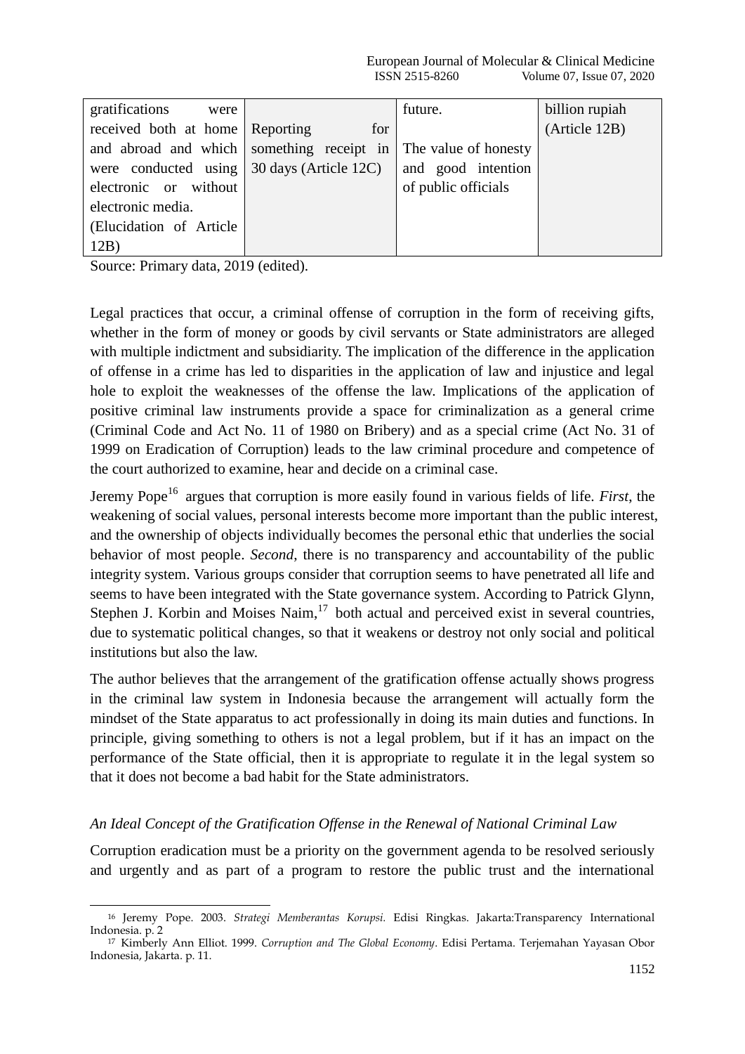| gratifications were received both at home and abroad and which were conducted using electronic or without electronic media. (Elucidation of Article 12B) | Reporting for something receipt in 30 days (Article 12C) | future. The value of honesty and good intention of public officials | billion rupiah (Article 12B) |
|---|---|---|---|

Source: Primary data, 2019 (edited).

Legal practices that occur, a criminal offense of corruption in the form of receiving gifts, whether in the form of money or goods by civil servants or State administrators are alleged with multiple indictment and subsidiarity. The implication of the difference in the application of offense in a crime has led to disparities in the application of law and injustice and legal hole to exploit the weaknesses of the offense the law. Implications of the application of positive criminal law instruments provide a space for criminalization as a general crime (Criminal Code and Act No. 11 of 1980 on Bribery) and as a special crime (Act No. 31 of 1999 on Eradication of Corruption) leads to the law criminal procedure and competence of the court authorized to examine, hear and decide on a criminal case.

Jeremy Pope[16] argues that corruption is more easily found in various fields of life. *First*, the weakening of social values, personal interests become more important than the public interest, and the ownership of objects individually becomes the personal ethic that underlies the social behavior of most people. *Second*, there is no transparency and accountability of the public integrity system. Various groups consider that corruption seems to have penetrated all life and seems to have been integrated with the State governance system. According to Patrick Glynn, Stephen J. Korbin and Moises Naim,[17] both actual and perceived exist in several countries, due to systematic political changes, so that it weakens or destroy not only social and political institutions but also the law.

The author believes that the arrangement of the gratification offense actually shows progress in the criminal law system in Indonesia because the arrangement will actually form the mindset of the State apparatus to act professionally in doing its main duties and functions. In principle, giving something to others is not a legal problem, but if it has an impact on the performance of the State official, then it is appropriate to regulate it in the legal system so that it does not become a bad habit for the State administrators.

### *An Ideal Concept of the Gratification Offense in the Renewal of National Criminal Law*

Corruption eradication must be a priority on the government agenda to be resolved seriously and urgently and as part of a program to restore the public trust and the international

---

[16] Jeremy Pope. 2003. *Strategi Memberantas Korupsi*. Edisi Ringkas. Jakarta:Transparency International Indonesia. p. 2

[17] Kimberly Ann Elliot. 1999. *Corruption and The Global Economy*. Edisi Pertama. Terjemahan Yayasan Obor Indonesia, Jakarta. p. 11.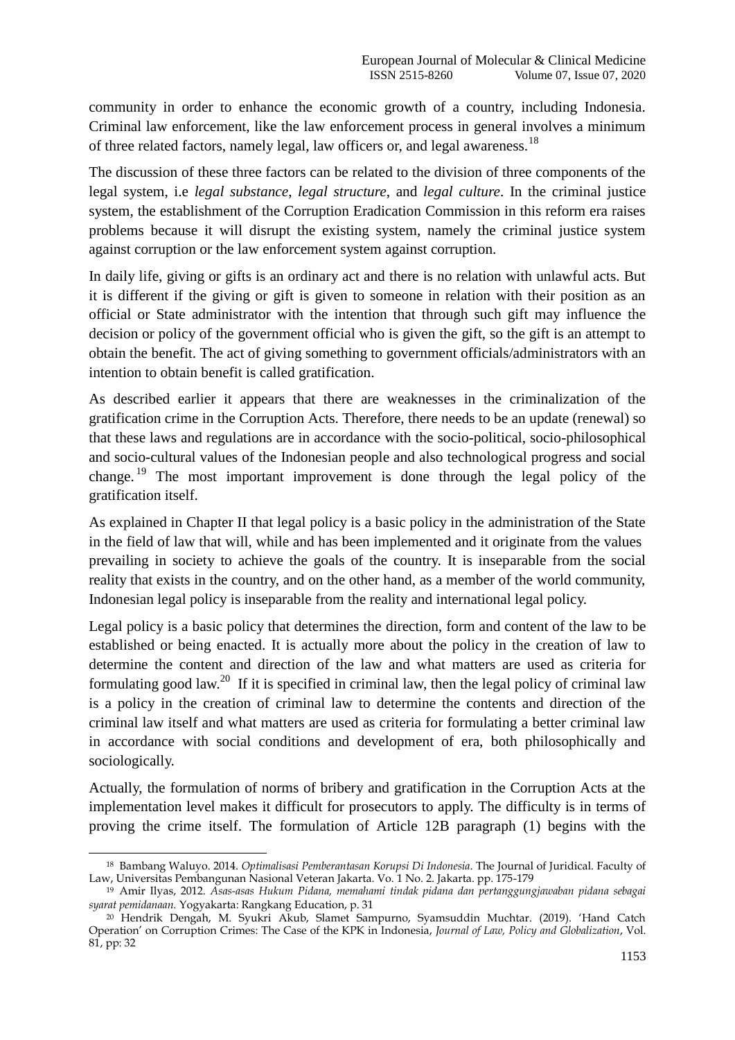community in order to enhance the economic growth of a country, including Indonesia. Criminal law enforcement, like the law enforcement process in general involves a minimum of three related factors, namely legal, law officers or, and legal awareness.[18]

The discussion of these three factors can be related to the division of three components of the legal system, i.e *legal substance*, *legal structure*, and *legal culture*. In the criminal justice system, the establishment of the Corruption Eradication Commission in this reform era raises problems because it will disrupt the existing system, namely the criminal justice system against corruption or the law enforcement system against corruption.

In daily life, giving or gifts is an ordinary act and there is no relation with unlawful acts. But it is different if the giving or gift is given to someone in relation with their position as an official or State administrator with the intention that through such gift may influence the decision or policy of the government official who is given the gift, so the gift is an attempt to obtain the benefit. The act of giving something to government officials/administrators with an intention to obtain benefit is called gratification.

As described earlier it appears that there are weaknesses in the criminalization of the gratification crime in the Corruption Acts. Therefore, there needs to be an update (renewal) so that these laws and regulations are in accordance with the socio-political, socio-philosophical and socio-cultural values of the Indonesian people and also technological progress and social change.[19] The most important improvement is done through the legal policy of the gratification itself.

As explained in Chapter II that legal policy is a basic policy in the administration of the State in the field of law that will, while and has been implemented and it originate from the values prevailing in society to achieve the goals of the country. It is inseparable from the social reality that exists in the country, and on the other hand, as a member of the world community, Indonesian legal policy is inseparable from the reality and international legal policy.

Legal policy is a basic policy that determines the direction, form and content of the law to be established or being enacted. It is actually more about the policy in the creation of law to determine the content and direction of the law and what matters are used as criteria for formulating good law.[20] If it is specified in criminal law, then the legal policy of criminal law is a policy in the creation of criminal law to determine the contents and direction of the criminal law itself and what matters are used as criteria for formulating a better criminal law in accordance with social conditions and development of era, both philosophically and sociologically.

Actually, the formulation of norms of bribery and gratification in the Corruption Acts at the implementation level makes it difficult for prosecutors to apply. The difficulty is in terms of proving the crime itself. The formulation of Article 12B paragraph (1) begins with the

---

[18] Bambang Waluyo. 2014. *Optimalisasi Pemberantasan Korupsi Di Indonesia*. The Journal of Juridical. Faculty of Law, Universitas Pembangunan Nasional Veteran Jakarta. Vo. 1 No. 2. Jakarta. pp. 175-179

[19] Amir Ilyas, 2012. *Asas-asas Hukum Pidana, memahami tindak pidana dan pertanggungjawaban pidana sebagai syarat pemidanaan*. Yogyakarta: Rangkang Education, p. 31

[20] Hendrik Dengah, M. Syukri Akub, Slamet Sampurno, Syamsuddin Muchtar. (2019). 'Hand Catch Operation' on Corruption Crimes: The Case of the KPK in Indonesia, *Journal of Law, Policy and Globalization*, Vol. 81, pp: 32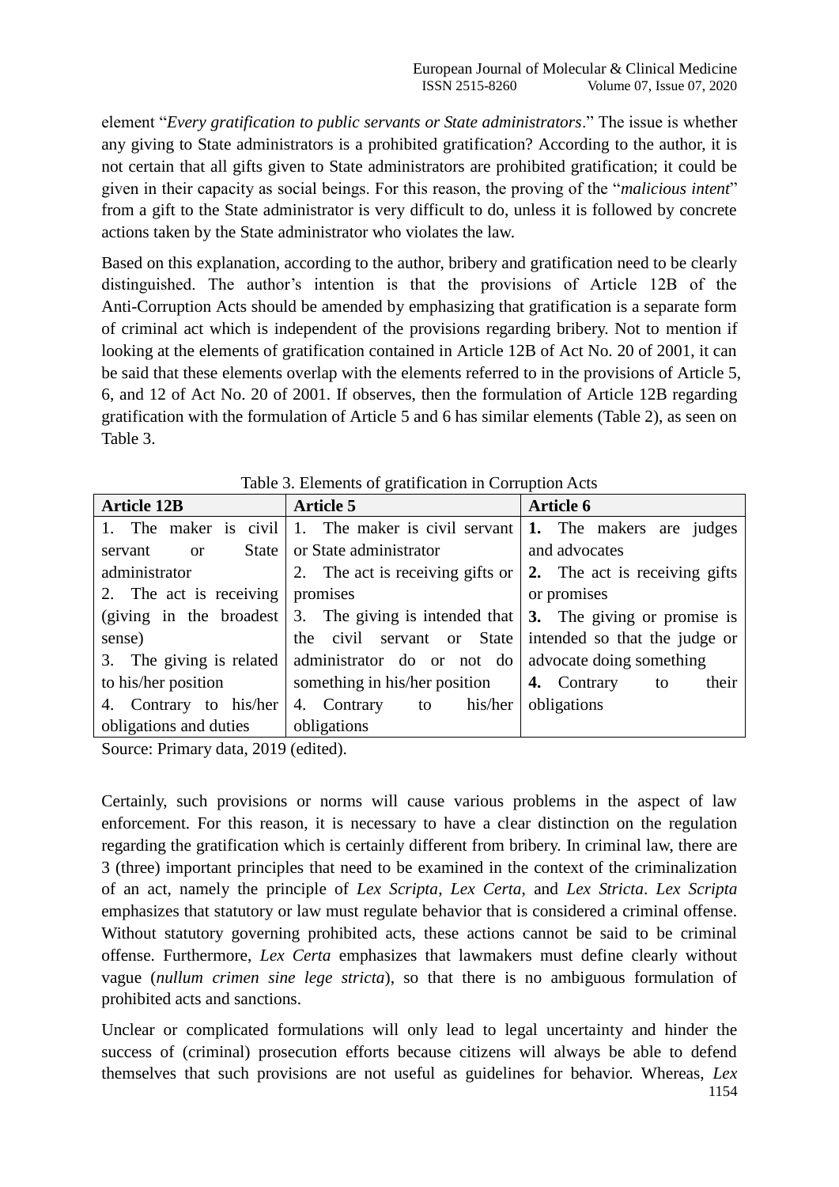element "*Every gratification to public servants or State administrators*." The issue is whether any giving to State administrators is a prohibited gratification? According to the author, it is not certain that all gifts given to State administrators are prohibited gratification; it could be given in their capacity as social beings. For this reason, the proving of the "*malicious intent*" from a gift to the State administrator is very difficult to do, unless it is followed by concrete actions taken by the State administrator who violates the law.

Based on this explanation, according to the author, bribery and gratification need to be clearly distinguished. The author's intention is that the provisions of Article 12B of the Anti-Corruption Acts should be amended by emphasizing that gratification is a separate form of criminal act which is independent of the provisions regarding bribery. Not to mention if looking at the elements of gratification contained in Article 12B of Act No. 20 of 2001, it can be said that these elements overlap with the elements referred to in the provisions of Article 5, 6, and 12 of Act No. 20 of 2001. If observes, then the formulation of Article 12B regarding gratification with the formulation of Article 5 and 6 has similar elements (Table 2), as seen on Table 3.

Table 3. Elements of gratification in Corruption Acts

| **Article 12B** | **Article 5** | **Article 6** |
|---|---|---|
| 1. The maker is civil servant or State administrator<br>2. The act is receiving (giving in the broadest sense)<br>3. The giving is related to his/her position<br>4. Contrary to his/her obligations and duties | 1. The maker is civil servant or State administrator<br>2. The act is receiving gifts or promises<br>3. The giving is intended that the civil servant or State administrator do or not do something in his/her position<br>4. Contrary to his/her obligations | **1.** The makers are judges and advocates<br>**2.** The act is receiving gifts or promises<br>**3.** The giving or promise is intended so that the judge or advocate doing something<br>**4.** Contrary to their obligations |

Source: Primary data, 2019 (edited).

Certainly, such provisions or norms will cause various problems in the aspect of law enforcement. For this reason, it is necessary to have a clear distinction on the regulation regarding the gratification which is certainly different from bribery. In criminal law, there are 3 (three) important principles that need to be examined in the context of the criminalization of an act, namely the principle of *Lex Scripta*, *Lex Certa*, and *Lex Stricta*. *Lex Scripta* emphasizes that statutory or law must regulate behavior that is considered a criminal offense. Without statutory governing prohibited acts, these actions cannot be said to be criminal offense. Furthermore, *Lex Certa* emphasizes that lawmakers must define clearly without vague (*nullum crimen sine lege stricta*), so that there is no ambiguous formulation of prohibited acts and sanctions.

Unclear or complicated formulations will only lead to legal uncertainty and hinder the success of (criminal) prosecution efforts because citizens will always be able to defend themselves that such provisions are not useful as guidelines for behavior. Whereas, *Lex*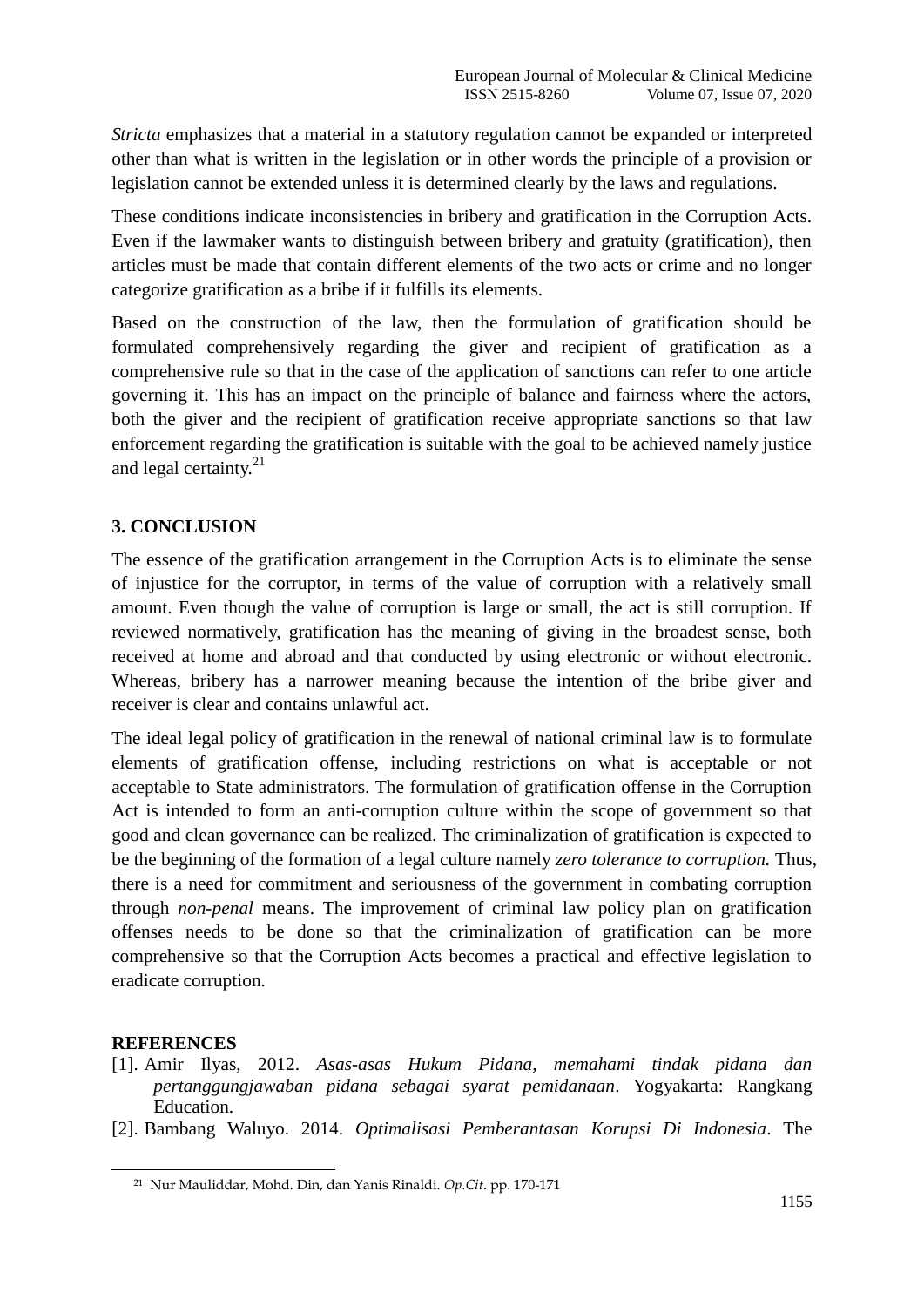*Stricta* emphasizes that a material in a statutory regulation cannot be expanded or interpreted other than what is written in the legislation or in other words the principle of a provision or legislation cannot be extended unless it is determined clearly by the laws and regulations.

These conditions indicate inconsistencies in bribery and gratification in the Corruption Acts. Even if the lawmaker wants to distinguish between bribery and gratuity (gratification), then articles must be made that contain different elements of the two acts or crime and no longer categorize gratification as a bribe if it fulfills its elements.

Based on the construction of the law, then the formulation of gratification should be formulated comprehensively regarding the giver and recipient of gratification as a comprehensive rule so that in the case of the application of sanctions can refer to one article governing it. This has an impact on the principle of balance and fairness where the actors, both the giver and the recipient of gratification receive appropriate sanctions so that law enforcement regarding the gratification is suitable with the goal to be achieved namely justice and legal certainty.[21]

## 3. CONCLUSION

The essence of the gratification arrangement in the Corruption Acts is to eliminate the sense of injustice for the corruptor, in terms of the value of corruption with a relatively small amount. Even though the value of corruption is large or small, the act is still corruption. If reviewed normatively, gratification has the meaning of giving in the broadest sense, both received at home and abroad and that conducted by using electronic or without electronic. Whereas, bribery has a narrower meaning because the intention of the bribe giver and receiver is clear and contains unlawful act.

The ideal legal policy of gratification in the renewal of national criminal law is to formulate elements of gratification offense, including restrictions on what is acceptable or not acceptable to State administrators. The formulation of gratification offense in the Corruption Act is intended to form an anti-corruption culture within the scope of government so that good and clean governance can be realized. The criminalization of gratification is expected to be the beginning of the formation of a legal culture namely *zero tolerance to corruption.* Thus, there is a need for commitment and seriousness of the government in combating corruption through *non-penal* means. The improvement of criminal law policy plan on gratification offenses needs to be done so that the criminalization of gratification can be more comprehensive so that the Corruption Acts becomes a practical and effective legislation to eradicate corruption.

## REFERENCES

[1]. Amir Ilyas, 2012. *Asas-asas Hukum Pidana, memahami tindak pidana dan pertanggungjawaban pidana sebagai syarat pemidanaan*. Yogyakarta: Rangkang Education.

[2]. Bambang Waluyo. 2014. *Optimalisasi Pemberantasan Korupsi Di Indonesia*. The

---

[21] Nur Mauliddar, Mohd. Din, dan Yanis Rinaldi. *Op.Cit*. pp. 170-171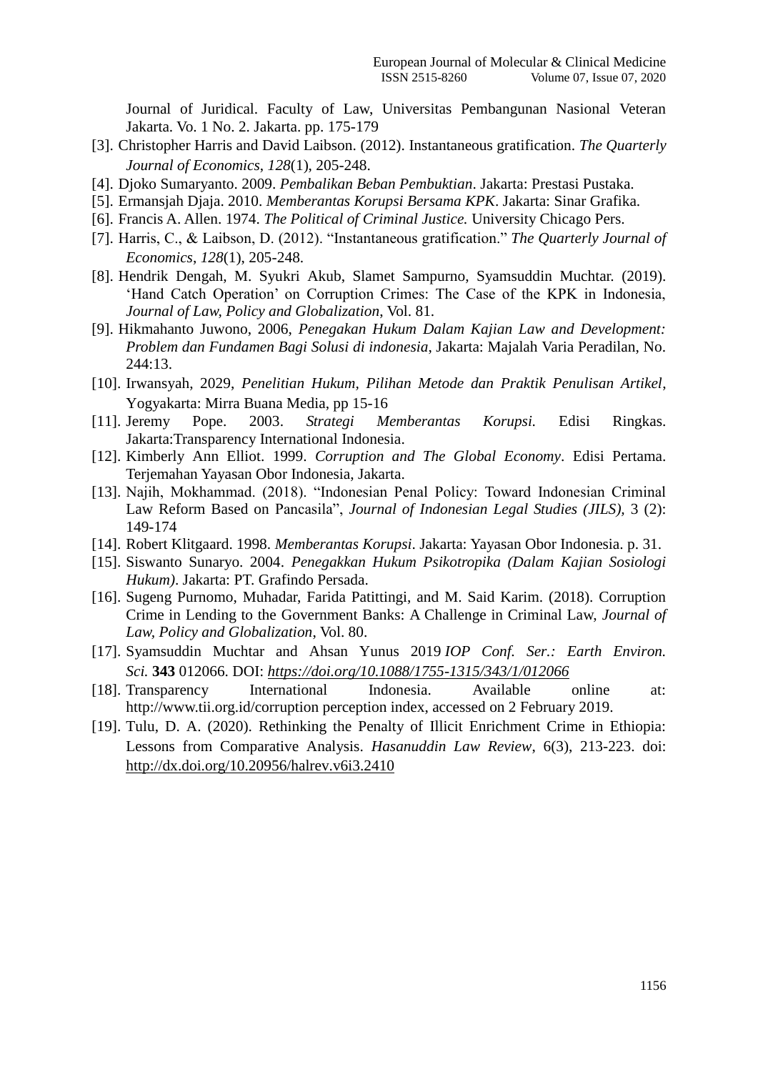Journal of Juridical. Faculty of Law, Universitas Pembangunan Nasional Veteran Jakarta. Vo. 1 No. 2. Jakarta. pp. 175-179

[3]. Christopher Harris and David Laibson. (2012). Instantaneous gratification. *The Quarterly Journal of Economics*, *128*(1), 205-248.

[4]. Djoko Sumaryanto. 2009. *Pembalikan Beban Pembuktian*. Jakarta: Prestasi Pustaka.

[5]. Ermansjah Djaja. 2010. *Memberantas Korupsi Bersama KPK*. Jakarta: Sinar Grafika.

[6]. Francis A. Allen. 1974. *The Political of Criminal Justice.* University Chicago Pers.

[7]. Harris, C., & Laibson, D. (2012). "Instantaneous gratification." *The Quarterly Journal of Economics*, *128*(1), 205-248.

[8]. Hendrik Dengah, M. Syukri Akub, Slamet Sampurno, Syamsuddin Muchtar. (2019). 'Hand Catch Operation' on Corruption Crimes: The Case of the KPK in Indonesia, *Journal of Law, Policy and Globalization*, Vol. 81.

[9]. Hikmahanto Juwono, 2006, *Penegakan Hukum Dalam Kajian Law and Development: Problem dan Fundamen Bagi Solusi di indonesia*, Jakarta: Majalah Varia Peradilan, No. 244:13.

[10]. Irwansyah, 2029, *Penelitian Hukum, Pilihan Metode dan Praktik Penulisan Artikel*, Yogyakarta: Mirra Buana Media, pp 15-16

[11]. Jeremy Pope. 2003. *Strategi Memberantas Korupsi.* Edisi Ringkas. Jakarta:Transparency International Indonesia.

[12]. Kimberly Ann Elliot. 1999. *Corruption and The Global Economy*. Edisi Pertama. Terjemahan Yayasan Obor Indonesia, Jakarta.

[13]. Najih, Mokhammad. (2018). "Indonesian Penal Policy: Toward Indonesian Criminal Law Reform Based on Pancasila", *Journal of Indonesian Legal Studies (JILS),* 3 (2): 149-174

[14]. Robert Klitgaard. 1998. *Memberantas Korupsi*. Jakarta: Yayasan Obor Indonesia. p. 31.

[15]. Siswanto Sunaryo. 2004. *Penegakkan Hukum Psikotropika (Dalam Kajian Sosiologi Hukum)*. Jakarta: PT. Grafindo Persada.

[16]. Sugeng Purnomo, Muhadar, Farida Patittingi, and M. Said Karim. (2018). Corruption Crime in Lending to the Government Banks: A Challenge in Criminal Law, *Journal of Law, Policy and Globalization*, Vol. 80.

[17]. Syamsuddin Muchtar and Ahsan Yunus 2019 *IOP Conf. Ser.: Earth Environ. Sci.* **343** 012066. DOI: *https://doi.org/10.1088/1755-1315/343/1/012066*

[18]. Transparency International Indonesia. Available online at: http://www.tii.org.id/corruption perception index, accessed on 2 February 2019.

[19]. Tulu, D. A. (2020). Rethinking the Penalty of Illicit Enrichment Crime in Ethiopia: Lessons from Comparative Analysis. *Hasanuddin Law Review*, 6(3), 213-223. doi: http://dx.doi.org/10.20956/halrev.v6i3.2410